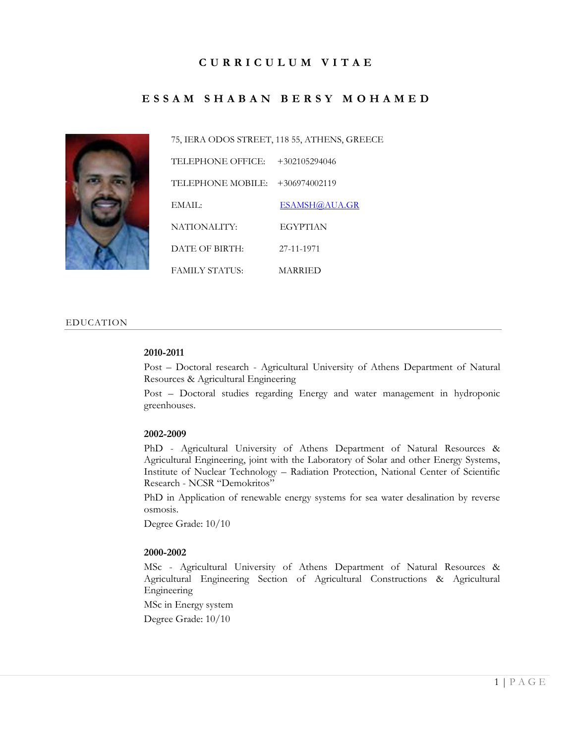# CURRICULUM VITAE

## ESSAM SHABAN BERSY MOHAMED

75, IERA ODOS STREET, 118 55, ATHENS, GREECE

TELEPHONE OFFICE: +302105294046

TELEPHONE MOBILE: +306974002119

EMAIL: ESAMSH@AUA.GR

NATIONALITY: EGYPTIAN

DATE OF BIRTH: 27-11-1971

FAMILY STATUS: MARRIED

## EDUCATION

**2010-2011**

Post – Doctoral research - Agricultural University of Athens Department of Natural Resources & Agricultural Engineering

Post – Doctoral studies regarding Energy and water management in hydroponic greenhouses.

**2002-2009**

PhD - Agricultural University of Athens Department of Natural Resources & Agricultural Engineering, joint with the Laboratory of Solar and other Energy Systems, Institute of Nuclear Technology – Radiation Protection, National Center of Scientific Research - NCSR "Demokritos"

PhD in Application of renewable energy systems for sea water desalination by reverse osmosis.

Degree Grade: 10/10

**2000-2002**

MSc - Agricultural University of Athens Department of Natural Resources & Agricultural Engineering Section of Agricultural Constructions & Agricultural Engineering

MSc in Energy system

Degree Grade: 10/10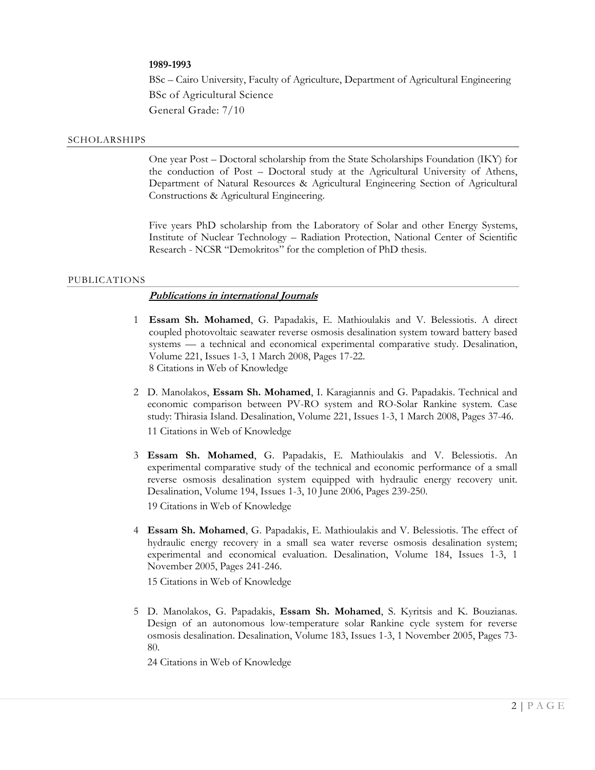**1989-1993**

BSc – Cairo University, Faculty of Agriculture, Department of Agricultural Engineering

BSc of Agricultural Science

General Grade: 7/10

## SCHOLARSHIPS

One year Post – Doctoral scholarship from the State Scholarships Foundation (IKY) for the conduction of Post – Doctoral study at the Agricultural University of Athens, Department of Natural Resources & Agricultural Engineering Section of Agricultural Constructions & Agricultural Engineering.

Five years PhD scholarship from the Laboratory of Solar and other Energy Systems, Institute of Nuclear Technology – Radiation Protection, National Center of Scientific Research - NCSR "Demokritos" for the completion of PhD thesis.

## PUBLICATIONS

***Publications in international Journals***

1. **Essam Sh. Mohamed**, G. Papadakis, E. Mathioulakis and V. Belessiotis. A direct coupled photovoltaic seawater reverse osmosis desalination system toward battery based systems — a technical and economical experimental comparative study. Desalination, Volume 221, Issues 1-3, 1 March 2008, Pages 17-22.
   8 Citations in Web of Knowledge

2. D. Manolakos, **Essam Sh. Mohamed**, I. Karagiannis and G. Papadakis. Technical and economic comparison between PV-RO system and RO-Solar Rankine system. Case study: Thirasia Island. Desalination, Volume 221, Issues 1-3, 1 March 2008, Pages 37-46.
   11 Citations in Web of Knowledge

3. **Essam Sh. Mohamed**, G. Papadakis, E. Mathioulakis and V. Belessiotis. An experimental comparative study of the technical and economic performance of a small reverse osmosis desalination system equipped with hydraulic energy recovery unit. Desalination, Volume 194, Issues 1-3, 10 June 2006, Pages 239-250.
   19 Citations in Web of Knowledge

4. **Essam Sh. Mohamed**, G. Papadakis, E. Mathioulakis and V. Belessiotis. The effect of hydraulic energy recovery in a small sea water reverse osmosis desalination system; experimental and economical evaluation. Desalination, Volume 184, Issues 1-3, 1 November 2005, Pages 241-246.
   15 Citations in Web of Knowledge

5. D. Manolakos, G. Papadakis, **Essam Sh. Mohamed**, S. Kyritsis and K. Bouzianas. Design of an autonomous low-temperature solar Rankine cycle system for reverse osmosis desalination. Desalination, Volume 183, Issues 1-3, 1 November 2005, Pages 73-80.
   24 Citations in Web of Knowledge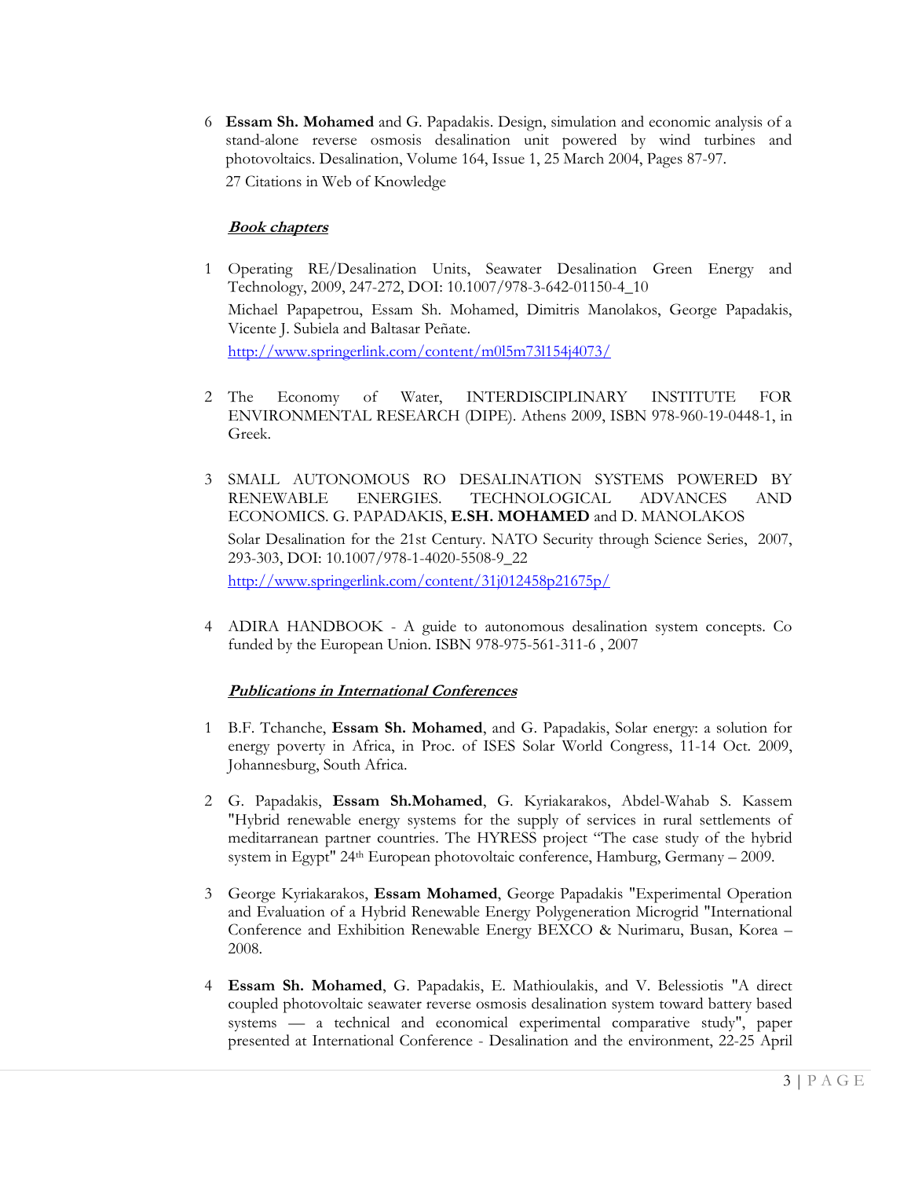6. **Essam Sh. Mohamed** and G. Papadakis. Design, simulation and economic analysis of a stand-alone reverse osmosis desalination unit powered by wind turbines and photovoltaics. Desalination, Volume 164, Issue 1, 25 March 2004, Pages 87-97.
   27 Citations in Web of Knowledge

### ***Book chapters***

1. Operating RE/Desalination Units, Seawater Desalination Green Energy and Technology, 2009, 247-272, DOI: 10.1007/978-3-642-01150-4_10
   Michael Papapetrou, Essam Sh. Mohamed, Dimitris Manolakos, George Papadakis, Vicente J. Subiela and Baltasar Peñate.
   http://www.springerlink.com/content/m0l5m73l154j4073/

2. The Economy of Water, INTERDISCIPLINARY INSTITUTE FOR ENVIRONMENTAL RESEARCH (DIPE). Athens 2009, ISBN 978-960-19-0448-1, in Greek.

3. SMALL AUTONOMOUS RO DESALINATION SYSTEMS POWERED BY RENEWABLE ENERGIES. TECHNOLOGICAL ADVANCES AND ECONOMICS. G. PAPADAKIS, **E.SH. MOHAMED** and D. MANOLAKOS
   Solar Desalination for the 21st Century. NATO Security through Science Series, 2007, 293-303, DOI: 10.1007/978-1-4020-5508-9_22
   http://www.springerlink.com/content/31j012458p21675p/

4. ADIRA HANDBOOK - A guide to autonomous desalination system concepts. Co funded by the European Union. ISBN 978-975-561-311-6 , 2007

### ***Publications in International Conferences***

1. B.F. Tchanche, **Essam Sh. Mohamed**, and G. Papadakis, Solar energy: a solution for energy poverty in Africa, in Proc. of ISES Solar World Congress, 11-14 Oct. 2009, Johannesburg, South Africa.

2. G. Papadakis, **Essam Sh.Mohamed**, G. Kyriakarakos, Abdel-Wahab S. Kassem "Hybrid renewable energy systems for the supply of services in rural settlements of meditarranean partner countries. The HYRESS project "The case study of the hybrid system in Egypt" 24th European photovoltaic conference, Hamburg, Germany – 2009.

3. George Kyriakarakos, **Essam Mohamed**, George Papadakis "Experimental Operation and Evaluation of a Hybrid Renewable Energy Polygeneration Microgrid "International Conference and Exhibition Renewable Energy BEXCO & Nurimaru, Busan, Korea – 2008.

4. **Essam Sh. Mohamed**, G. Papadakis, E. Mathioulakis, and V. Belessiotis "A direct coupled photovoltaic seawater reverse osmosis desalination system toward battery based systems — a technical and economical experimental comparative study", paper presented at International Conference - Desalination and the environment, 22-25 April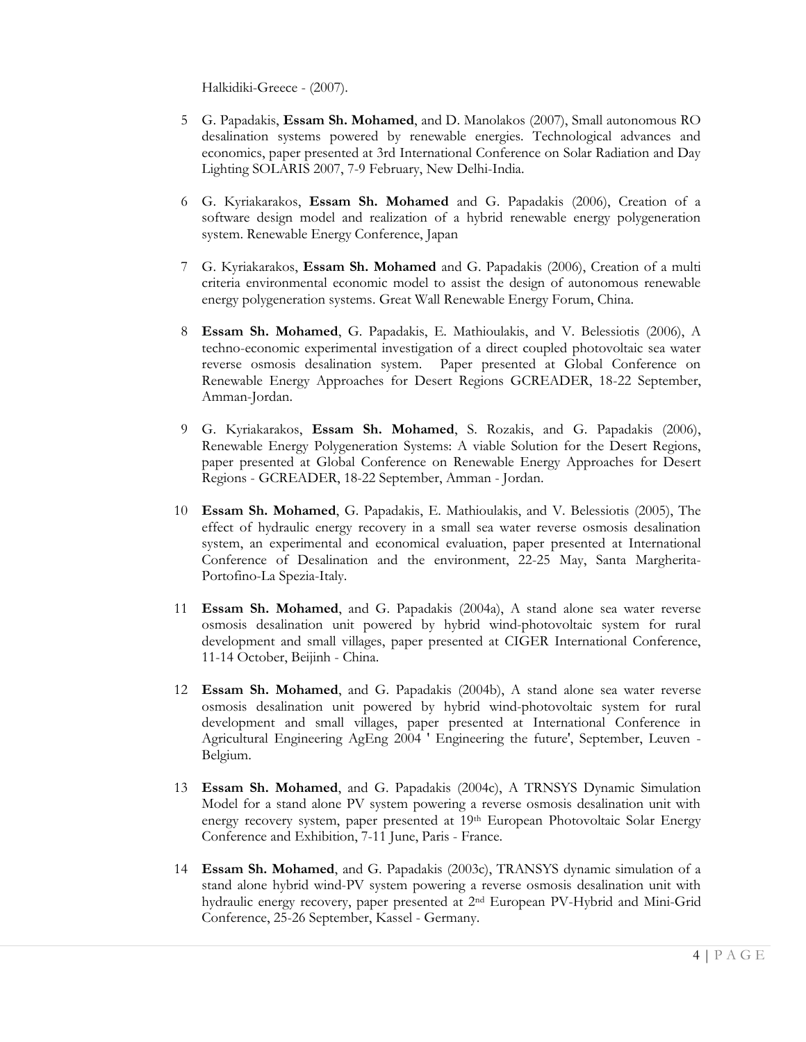Halkidiki-Greece - (2007).

5. G. Papadakis, **Essam Sh. Mohamed**, and D. Manolakos (2007), Small autonomous RO desalination systems powered by renewable energies. Technological advances and economics, paper presented at 3rd International Conference on Solar Radiation and Day Lighting SOLARIS 2007, 7-9 February, New Delhi-India.

6. G. Kyriakarakos, **Essam Sh. Mohamed** and G. Papadakis (2006), Creation of a software design model and realization of a hybrid renewable energy polygeneration system. Renewable Energy Conference, Japan

7. G. Kyriakarakos, **Essam Sh. Mohamed** and G. Papadakis (2006), Creation of a multi criteria environmental economic model to assist the design of autonomous renewable energy polygeneration systems. Great Wall Renewable Energy Forum, China.

8. **Essam Sh. Mohamed**, G. Papadakis, E. Mathioulakis, and V. Belessiotis (2006), A techno-economic experimental investigation of a direct coupled photovoltaic sea water reverse osmosis desalination system. Paper presented at Global Conference on Renewable Energy Approaches for Desert Regions GCREADER, 18-22 September, Amman-Jordan.

9. G. Kyriakarakos, **Essam Sh. Mohamed**, S. Rozakis, and G. Papadakis (2006), Renewable Energy Polygeneration Systems: A viable Solution for the Desert Regions, paper presented at Global Conference on Renewable Energy Approaches for Desert Regions - GCREADER, 18-22 September, Amman - Jordan.

10. **Essam Sh. Mohamed**, G. Papadakis, E. Mathioulakis, and V. Belessiotis (2005), The effect of hydraulic energy recovery in a small sea water reverse osmosis desalination system, an experimental and economical evaluation, paper presented at International Conference of Desalination and the environment, 22-25 May, Santa Margherita-Portofino-La Spezia-Italy.

11. **Essam Sh. Mohamed**, and G. Papadakis (2004a), A stand alone sea water reverse osmosis desalination unit powered by hybrid wind-photovoltaic system for rural development and small villages, paper presented at CIGER International Conference, 11-14 October, Beijinh - China.

12. **Essam Sh. Mohamed**, and G. Papadakis (2004b), A stand alone sea water reverse osmosis desalination unit powered by hybrid wind-photovoltaic system for rural development and small villages, paper presented at International Conference in Agricultural Engineering AgEng 2004 ' Engineering the future', September, Leuven - Belgium.

13. **Essam Sh. Mohamed**, and G. Papadakis (2004c), A TRNSYS Dynamic Simulation Model for a stand alone PV system powering a reverse osmosis desalination unit with energy recovery system, paper presented at 19th European Photovoltaic Solar Energy Conference and Exhibition, 7-11 June, Paris - France.

14. **Essam Sh. Mohamed**, and G. Papadakis (2003c), TRANSYS dynamic simulation of a stand alone hybrid wind-PV system powering a reverse osmosis desalination unit with hydraulic energy recovery, paper presented at 2nd European PV-Hybrid and Mini-Grid Conference, 25-26 September, Kassel - Germany.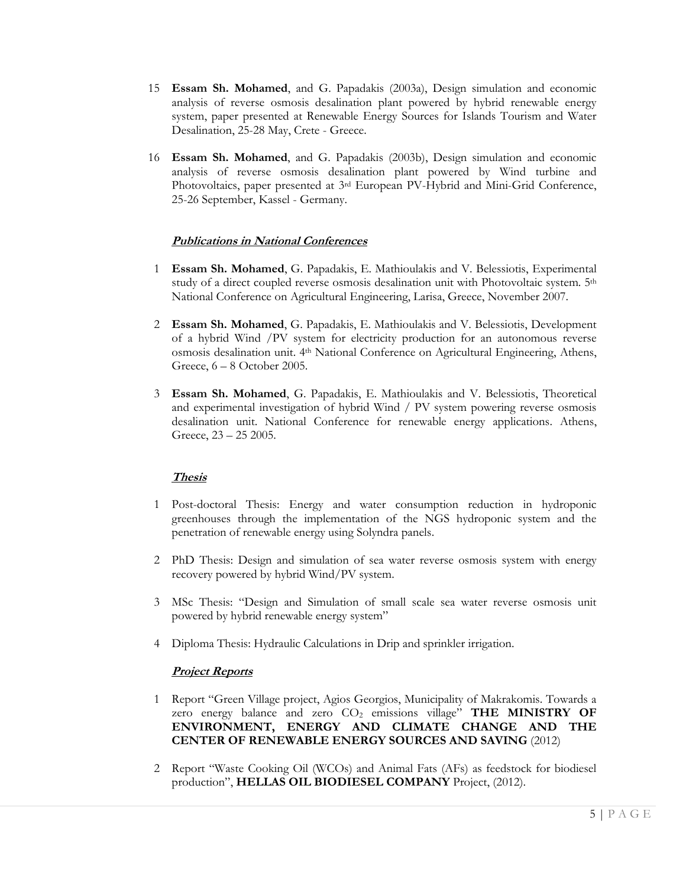15 **Essam Sh. Mohamed**, and G. Papadakis (2003a), Design simulation and economic analysis of reverse osmosis desalination plant powered by hybrid renewable energy system, paper presented at Renewable Energy Sources for Islands Tourism and Water Desalination, 25-28 May, Crete - Greece.

16 **Essam Sh. Mohamed**, and G. Papadakis (2003b), Design simulation and economic analysis of reverse osmosis desalination plant powered by Wind turbine and Photovoltaics, paper presented at 3rd European PV-Hybrid and Mini-Grid Conference, 25-26 September, Kassel - Germany.

### ***Publications in National Conferences***

1 **Essam Sh. Mohamed**, G. Papadakis, E. Mathioulakis and V. Belessiotis, Experimental study of a direct coupled reverse osmosis desalination unit with Photovoltaic system. 5th National Conference on Agricultural Engineering, Larisa, Greece, November 2007.

2 **Essam Sh. Mohamed**, G. Papadakis, E. Mathioulakis and V. Belessiotis, Development of a hybrid Wind /PV system for electricity production for an autonomous reverse osmosis desalination unit. 4th National Conference on Agricultural Engineering, Athens, Greece, 6 – 8 October 2005.

3 **Essam Sh. Mohamed**, G. Papadakis, E. Mathioulakis and V. Belessiotis, Theoretical and experimental investigation of hybrid Wind / PV system powering reverse osmosis desalination unit. National Conference for renewable energy applications. Athens, Greece, 23 – 25 2005.

### ***Thesis***

1 Post-doctoral Thesis: Energy and water consumption reduction in hydroponic greenhouses through the implementation of the NGS hydroponic system and the penetration of renewable energy using Solyndra panels.

2 PhD Thesis: Design and simulation of sea water reverse osmosis system with energy recovery powered by hybrid Wind/PV system.

3 MSc Thesis: "Design and Simulation of small scale sea water reverse osmosis unit powered by hybrid renewable energy system"

4 Diploma Thesis: Hydraulic Calculations in Drip and sprinkler irrigation.

### ***Project Reports***

1 Report "Green Village project, Agios Georgios, Municipality of Makrakomis. Towards a zero energy balance and zero $CO_2$ emissions village" **THE MINISTRY OF ENVIRONMENT, ENERGY AND CLIMATE CHANGE AND THE CENTER OF RENEWABLE ENERGY SOURCES AND SAVING** (2012)

2 Report "Waste Cooking Oil (WCOs) and Animal Fats (AFs) as feedstock for biodiesel production", **HELLAS OIL BIODIESEL COMPANY** Project, (2012).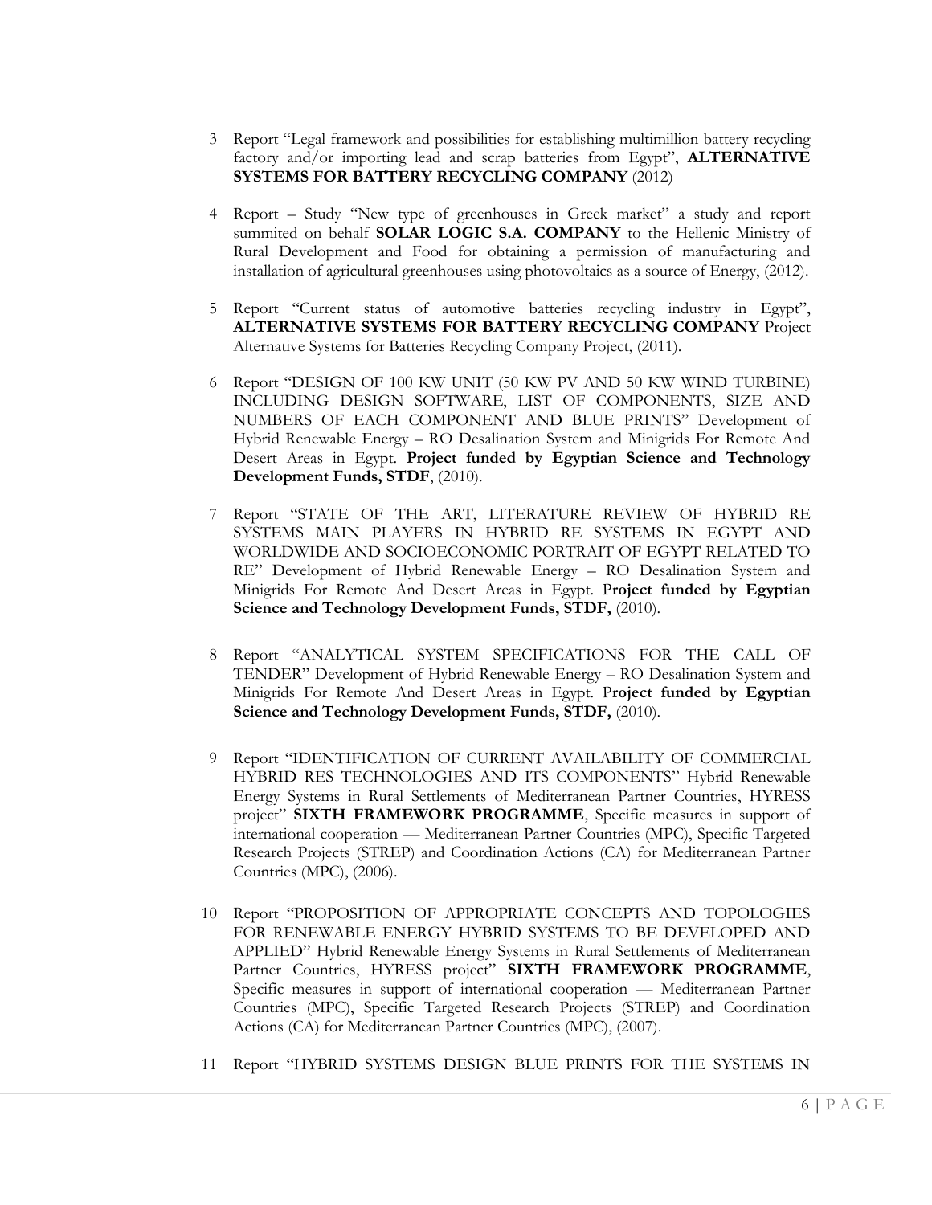3. Report "Legal framework and possibilities for establishing multimillion battery recycling factory and/or importing lead and scrap batteries from Egypt", **ALTERNATIVE SYSTEMS FOR BATTERY RECYCLING COMPANY** (2012)

4. Report – Study "New type of greenhouses in Greek market" a study and report summited on behalf **SOLAR LOGIC S.A. COMPANY** to the Hellenic Ministry of Rural Development and Food for obtaining a permission of manufacturing and installation of agricultural greenhouses using photovoltaics as a source of Energy, (2012).

5. Report "Current status of automotive batteries recycling industry in Egypt", **ALTERNATIVE SYSTEMS FOR BATTERY RECYCLING COMPANY** Project Alternative Systems for Batteries Recycling Company Project, (2011).

6. Report "DESIGN OF 100 KW UNIT (50 KW PV AND 50 KW WIND TURBINE) INCLUDING DESIGN SOFTWARE, LIST OF COMPONENTS, SIZE AND NUMBERS OF EACH COMPONENT AND BLUE PRINTS" Development of Hybrid Renewable Energy – RO Desalination System and Minigrids For Remote And Desert Areas in Egypt. **Project funded by Egyptian Science and Technology Development Funds, STDF**, (2010).

7. Report "STATE OF THE ART, LITERATURE REVIEW OF HYBRID RE SYSTEMS MAIN PLAYERS IN HYBRID RE SYSTEMS IN EGYPT AND WORLDWIDE AND SOCIOECONOMIC PORTRAIT OF EGYPT RELATED TO RE" Development of Hybrid Renewable Energy – RO Desalination System and Minigrids For Remote And Desert Areas in Egypt. **Project funded by Egyptian Science and Technology Development Funds, STDF,** (2010).

8. Report "ANALYTICAL SYSTEM SPECIFICATIONS FOR THE CALL OF TENDER" Development of Hybrid Renewable Energy – RO Desalination System and Minigrids For Remote And Desert Areas in Egypt. **Project funded by Egyptian Science and Technology Development Funds, STDF,** (2010).

9. Report "IDENTIFICATION OF CURRENT AVAILABILITY OF COMMERCIAL HYBRID RES TECHNOLOGIES AND ITS COMPONENTS" Hybrid Renewable Energy Systems in Rural Settlements of Mediterranean Partner Countries, HYRESS project" **SIXTH FRAMEWORK PROGRAMME**, Specific measures in support of international cooperation — Mediterranean Partner Countries (MPC), Specific Targeted Research Projects (STREP) and Coordination Actions (CA) for Mediterranean Partner Countries (MPC), (2006).

10. Report "PROPOSITION OF APPROPRIATE CONCEPTS AND TOPOLOGIES FOR RENEWABLE ENERGY HYBRID SYSTEMS TO BE DEVELOPED AND APPLIED" Hybrid Renewable Energy Systems in Rural Settlements of Mediterranean Partner Countries, HYRESS project" **SIXTH FRAMEWORK PROGRAMME**, Specific measures in support of international cooperation — Mediterranean Partner Countries (MPC), Specific Targeted Research Projects (STREP) and Coordination Actions (CA) for Mediterranean Partner Countries (MPC), (2007).

11. Report "HYBRID SYSTEMS DESIGN BLUE PRINTS FOR THE SYSTEMS IN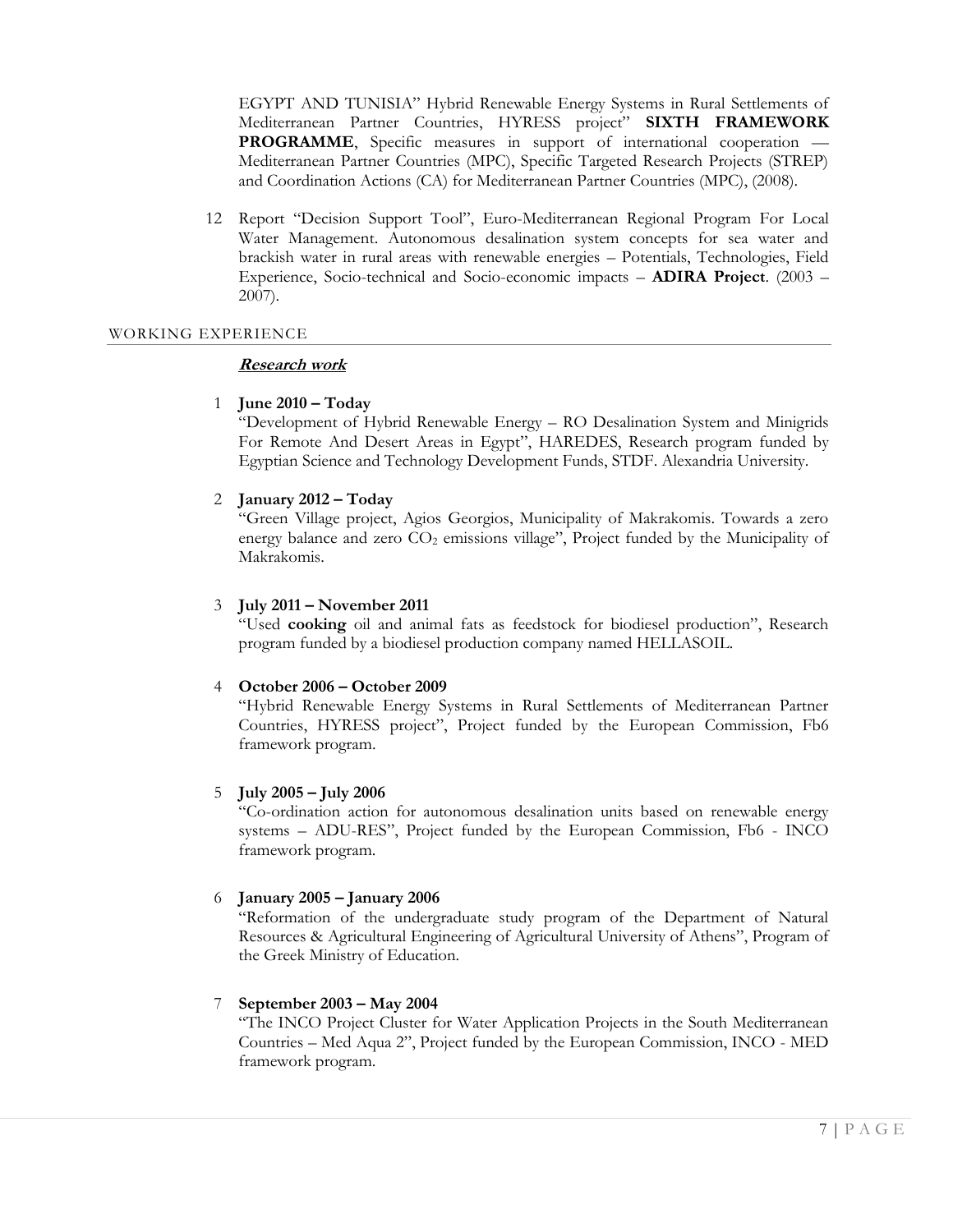EGYPT AND TUNISIA" Hybrid Renewable Energy Systems in Rural Settlements of Mediterranean Partner Countries, HYRESS project" **SIXTH FRAMEWORK PROGRAMME**, Specific measures in support of international cooperation — Mediterranean Partner Countries (MPC), Specific Targeted Research Projects (STREP) and Coordination Actions (CA) for Mediterranean Partner Countries (MPC), (2008).

12. Report "Decision Support Tool", Euro-Mediterranean Regional Program For Local Water Management. Autonomous desalination system concepts for sea water and brackish water in rural areas with renewable energies – Potentials, Technologies, Field Experience, Socio-technical and Socio-economic impacts – **ADIRA Project**. (2003 – 2007).

## WORKING EXPERIENCE

***Research work***

1. **June 2010 – Today**
   "Development of Hybrid Renewable Energy – RO Desalination System and Minigrids For Remote And Desert Areas in Egypt", HAREDES, Research program funded by Egyptian Science and Technology Development Funds, STDF. Alexandria University.

2. **January 2012 – Today**
   "Green Village project, Agios Georgios, Municipality of Makrakomis. Towards a zero energy balance and zero $CO_2$ emissions village", Project funded by the Municipality of Makrakomis.

3. **July 2011 – November 2011**
   "Used **cooking** oil and animal fats as feedstock for biodiesel production", Research program funded by a biodiesel production company named HELLASOIL.

4. **October 2006 – October 2009**
   "Hybrid Renewable Energy Systems in Rural Settlements of Mediterranean Partner Countries, HYRESS project", Project funded by the European Commission, Fb6 framework program.

5. **July 2005 – July 2006**
   "Co-ordination action for autonomous desalination units based on renewable energy systems – ADU-RES", Project funded by the European Commission, Fb6 - INCO framework program.

6. **January 2005 – January 2006**
   "Reformation of the undergraduate study program of the Department of Natural Resources & Agricultural Engineering of Agricultural University of Athens", Program of the Greek Ministry of Education.

7. **September 2003 – May 2004**
   "The INCO Project Cluster for Water Application Projects in the South Mediterranean Countries – Med Aqua 2", Project funded by the European Commission, INCO - MED framework program.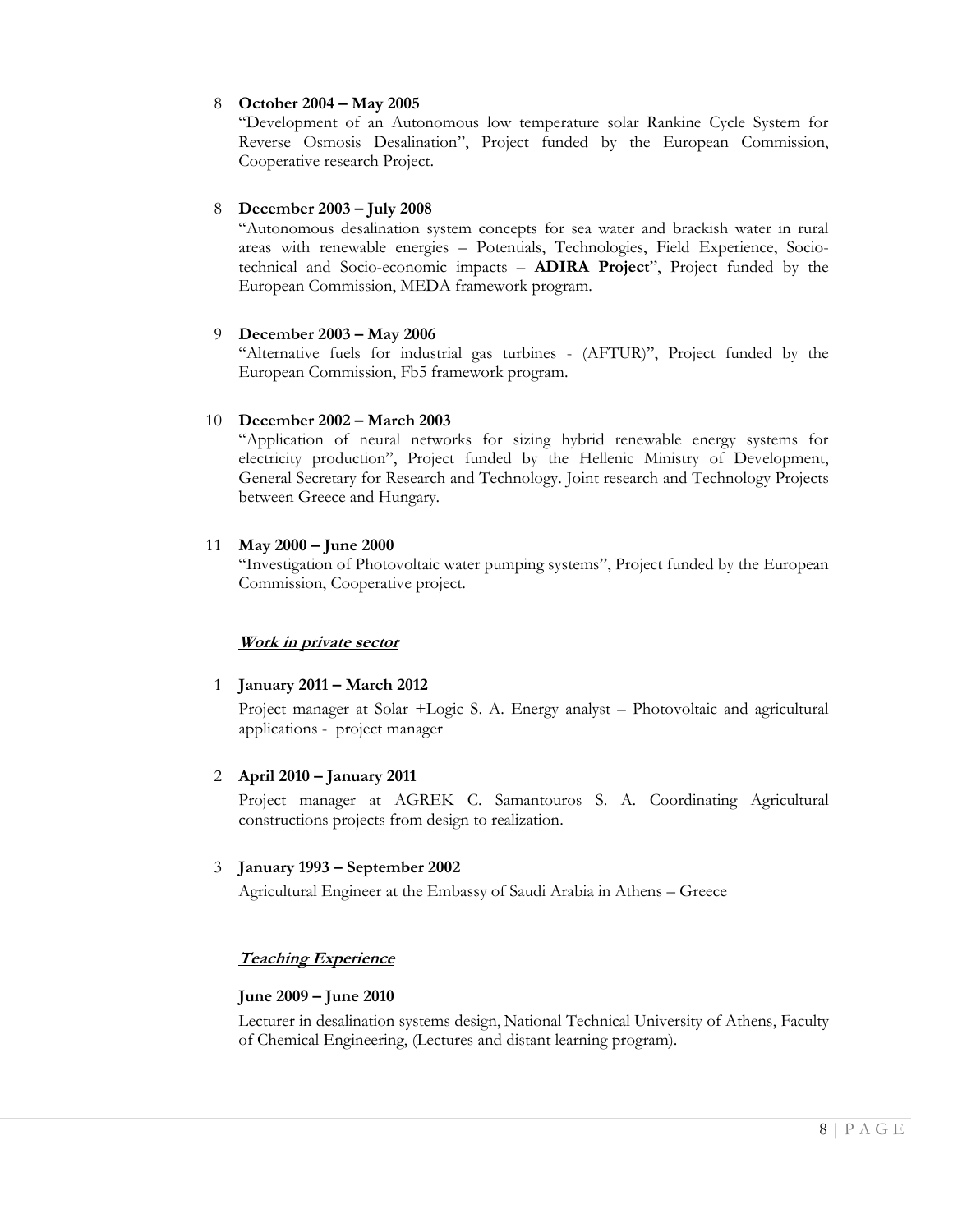8 **October 2004 – May 2005**

"Development of an Autonomous low temperature solar Rankine Cycle System for Reverse Osmosis Desalination", Project funded by the European Commission, Cooperative research Project.

8 **December 2003 – July 2008**

"Autonomous desalination system concepts for sea water and brackish water in rural areas with renewable energies – Potentials, Technologies, Field Experience, Socio-technical and Socio-economic impacts – **ADIRA Project**", Project funded by the European Commission, MEDA framework program.

9 **December 2003 – May 2006**

"Alternative fuels for industrial gas turbines - (AFTUR)", Project funded by the European Commission, Fb5 framework program.

10 **December 2002 – March 2003**

"Application of neural networks for sizing hybrid renewable energy systems for electricity production", Project funded by the Hellenic Ministry of Development, General Secretary for Research and Technology. Joint research and Technology Projects between Greece and Hungary.

11 **May 2000 – June 2000**

"Investigation of Photovoltaic water pumping systems", Project funded by the European Commission, Cooperative project.

***Work in private sector***

1 **January 2011 – March 2012**

Project manager at Solar +Logic S. A. Energy analyst – Photovoltaic and agricultural applications - project manager

2 **April 2010 – January 2011**

Project manager at AGREK C. Samantouros S. A. Coordinating Agricultural constructions projects from design to realization.

3 **January 1993 – September 2002**

Agricultural Engineer at the Embassy of Saudi Arabia in Athens – Greece

***Teaching Experience***

**June 2009 – June 2010**

Lecturer in desalination systems design, National Technical University of Athens, Faculty of Chemical Engineering, (Lectures and distant learning program).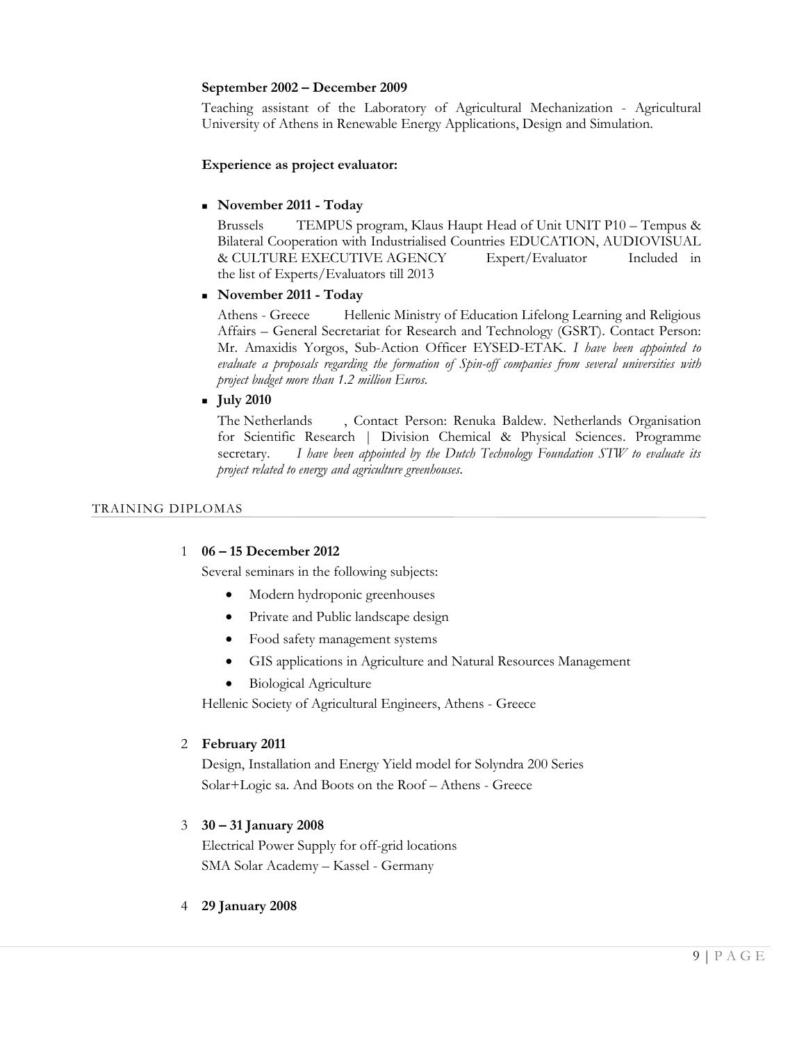**September 2002 – December 2009**

Teaching assistant of the Laboratory of Agricultural Mechanization - Agricultural University of Athens in Renewable Energy Applications, Design and Simulation.

**Experience as project evaluator:**

- **November 2011 - Today**

  Brussels TEMPUS program, Klaus Haupt Head of Unit UNIT P10 – Tempus & Bilateral Cooperation with Industrialised Countries EDUCATION, AUDIOVISUAL & CULTURE EXECUTIVE AGENCY Expert/Evaluator Included in the list of Experts/Evaluators till 2013

- **November 2011 - Today**

  Athens - Greece Hellenic Ministry of Education Lifelong Learning and Religious Affairs – General Secretariat for Research and Technology (GSRT). Contact Person: Mr. Amaxidis Yorgos, Sub-Action Officer EYSED-ETAK. *I have been appointed to evaluate a proposals regarding the formation of Spin-off companies from several universities with project budget more than 1.2 million Euros.*

- **July 2010**

  The Netherlands , Contact Person: Renuka Baldew. Netherlands Organisation for Scientific Research | Division Chemical & Physical Sciences. Programme secretary. *I have been appointed by the Dutch Technology Foundation STW to evaluate its project related to energy and agriculture greenhouses.*

## TRAINING DIPLOMAS

1 **06 – 15 December 2012**

Several seminars in the following subjects:

- Modern hydroponic greenhouses
- Private and Public landscape design
- Food safety management systems
- GIS applications in Agriculture and Natural Resources Management
- Biological Agriculture

Hellenic Society of Agricultural Engineers, Athens - Greece

2 **February 2011**

Design, Installation and Energy Yield model for Solyndra 200 Series

Solar+Logic sa. And Boots on the Roof – Athens - Greece

3 **30 – 31 January 2008**

Electrical Power Supply for off-grid locations

SMA Solar Academy – Kassel - Germany

4 **29 January 2008**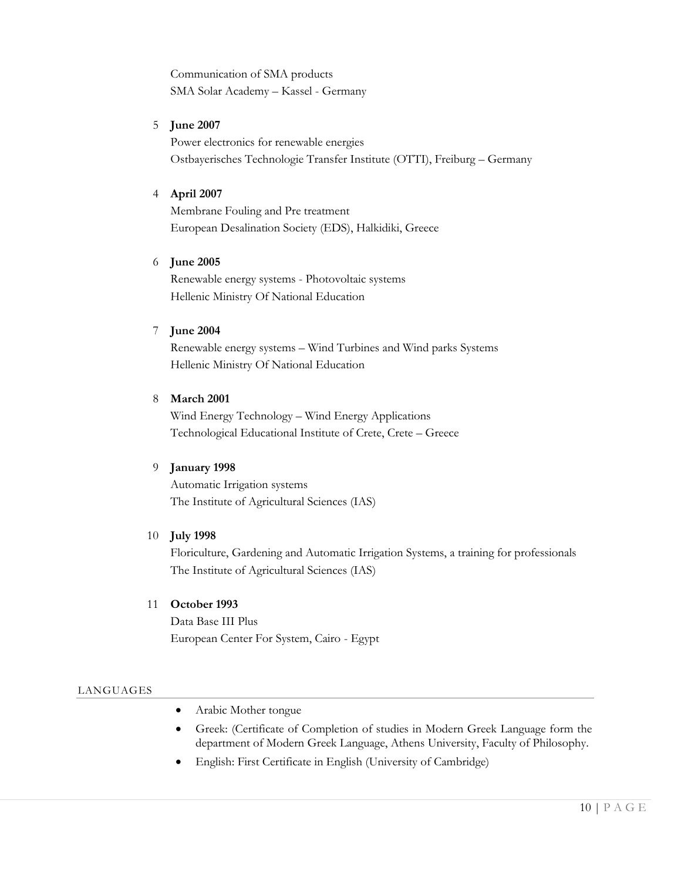Communication of SMA products
SMA Solar Academy – Kassel - Germany

5 **June 2007**
Power electronics for renewable energies
Ostbayerisches Technologie Transfer Institute (OTTI), Freiburg – Germany

4 **April 2007**
Membrane Fouling and Pre treatment
European Desalination Society (EDS), Halkidiki, Greece

6 **June 2005**
Renewable energy systems - Photovoltaic systems
Hellenic Ministry Of National Education

7 **June 2004**
Renewable energy systems – Wind Turbines and Wind parks Systems
Hellenic Ministry Of National Education

8 **March 2001**
Wind Energy Technology – Wind Energy Applications
Technological Educational Institute of Crete, Crete – Greece

9 **January 1998**
Automatic Irrigation systems
The Institute of Agricultural Sciences (IAS)

10 **July 1998**
Floriculture, Gardening and Automatic Irrigation Systems, a training for professionals
The Institute of Agricultural Sciences (IAS)

11 **October 1993**
Data Base III Plus
European Center For System, Cairo - Egypt

## LANGUAGES

- Arabic Mother tongue
- Greek: (Certificate of Completion of studies in Modern Greek Language form the department of Modern Greek Language, Athens University, Faculty of Philosophy.
- English: First Certificate in English (University of Cambridge)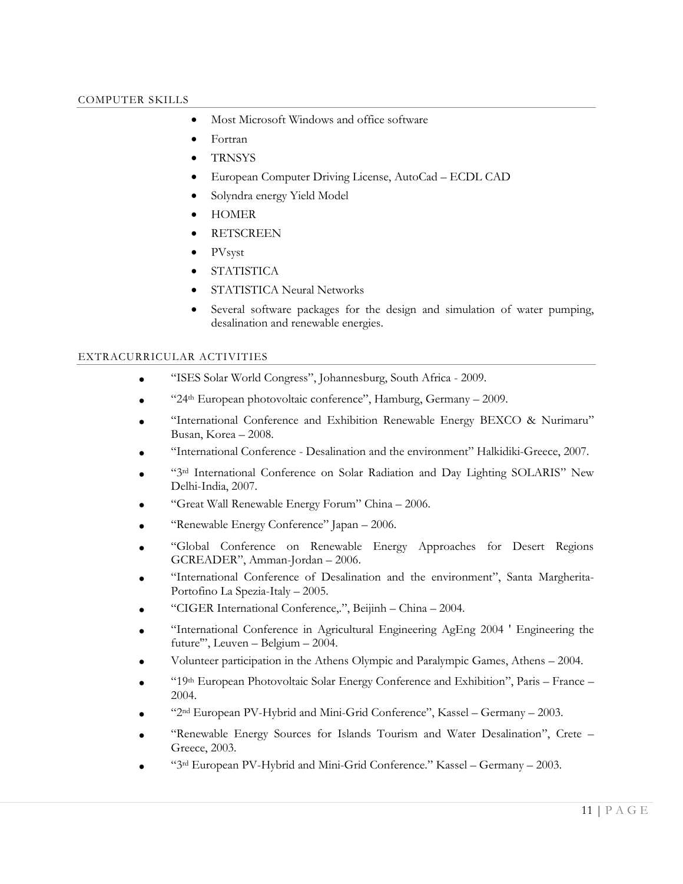## COMPUTER SKILLS

- Most Microsoft Windows and office software
- Fortran
- TRNSYS
- European Computer Driving License, AutoCad – ECDL CAD
- Solyndra energy Yield Model
- HOMER
- RETSCREEN
- PVsyst
- STATISTICA
- STATISTICA Neural Networks
- Several software packages for the design and simulation of water pumping, desalination and renewable energies.

## EXTRACURRICULAR ACTIVITIES

- "ISES Solar World Congress", Johannesburg, South Africa - 2009.
- "24th European photovoltaic conference", Hamburg, Germany – 2009.
- "International Conference and Exhibition Renewable Energy BEXCO & Nurimaru" Busan, Korea – 2008.
- "International Conference - Desalination and the environment" Halkidiki-Greece, 2007.
- "3rd International Conference on Solar Radiation and Day Lighting SOLARIS" New Delhi-India, 2007.
- "Great Wall Renewable Energy Forum" China – 2006.
- "Renewable Energy Conference" Japan – 2006.
- "Global Conference on Renewable Energy Approaches for Desert Regions GCREADER", Amman-Jordan – 2006.
- "International Conference of Desalination and the environment", Santa Margherita-Portofino La Spezia-Italy – 2005.
- "CIGER International Conference,.", Beijinh – China – 2004.
- "International Conference in Agricultural Engineering AgEng 2004 ' Engineering the future'", Leuven – Belgium – 2004.
- Volunteer participation in the Athens Olympic and Paralympic Games, Athens – 2004.
- "19th European Photovoltaic Solar Energy Conference and Exhibition", Paris – France – 2004.
- "2nd European PV-Hybrid and Mini-Grid Conference", Kassel – Germany – 2003.
- "Renewable Energy Sources for Islands Tourism and Water Desalination", Crete – Greece, 2003.
- "3rd European PV-Hybrid and Mini-Grid Conference." Kassel – Germany – 2003.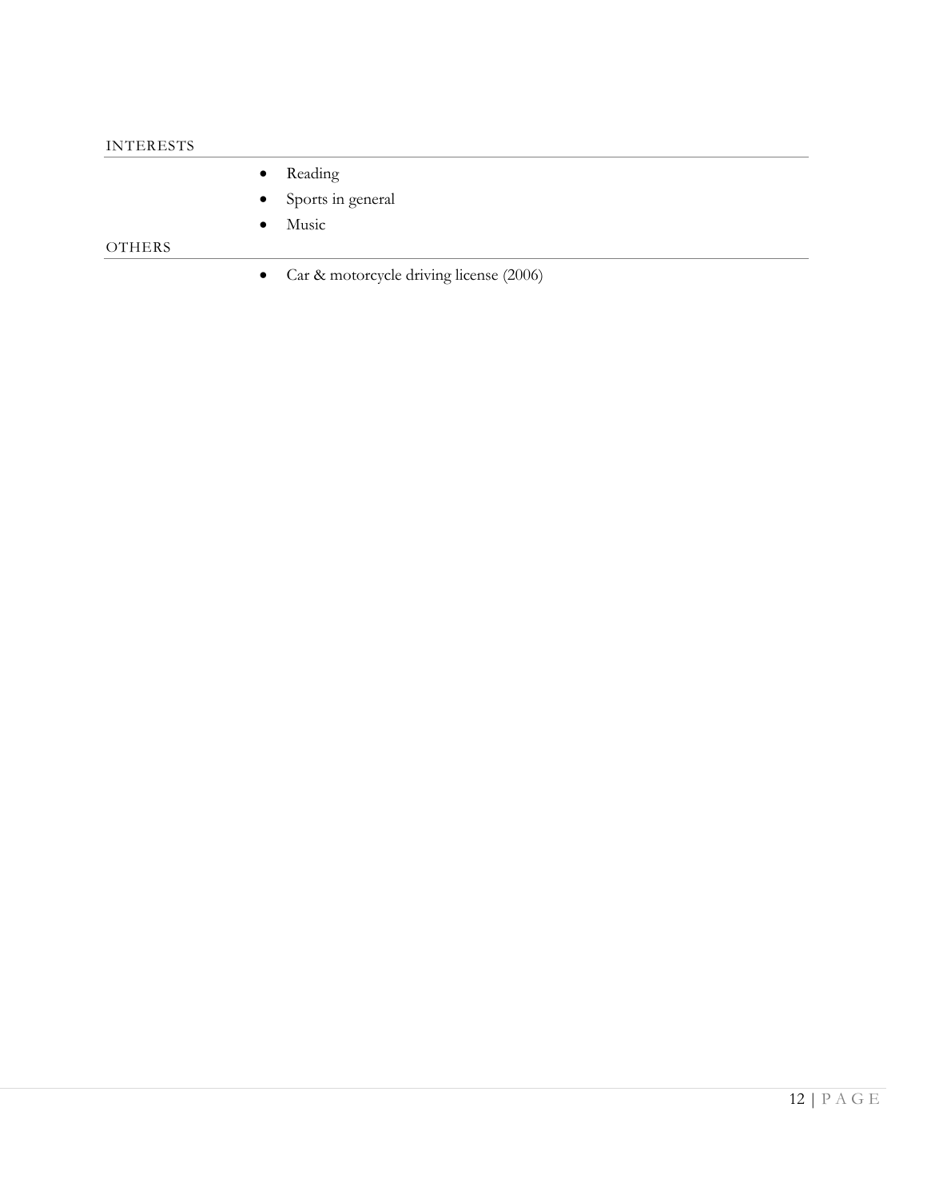## INTERESTS

- Reading
- Sports in general
- Music

## OTHERS

- Car & motorcycle driving license (2006)